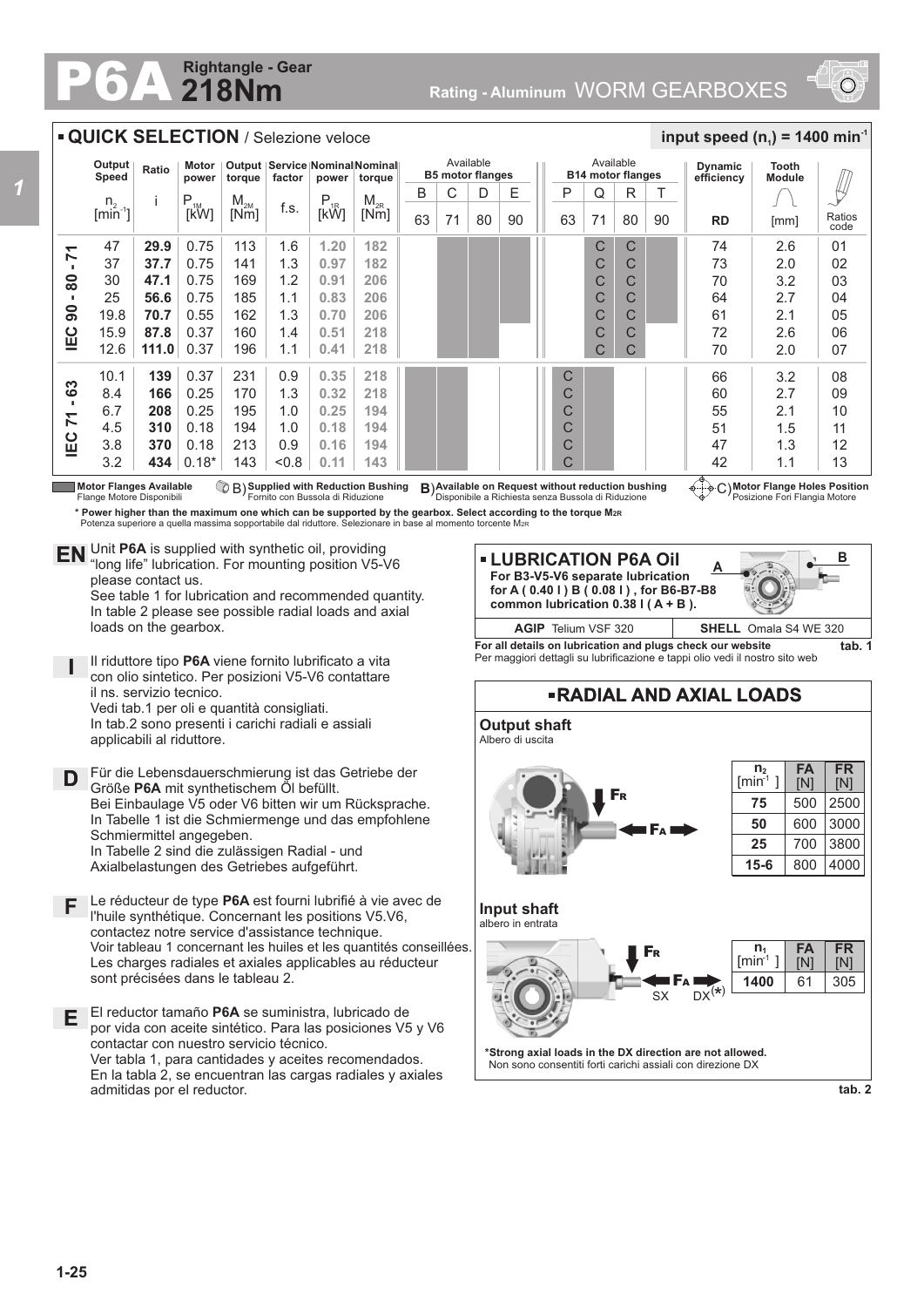# P6A Rightangle - Gear 218Nm

Rating - Aluminum WORM GEARBOXES

## QUICK SELECTION / Selezione veloce

input speed ($n_1$) = 1400 min$^{-1}$

| | Output Speed $n_2$ [min$^{-1}$] | Ratio i | Motor power $P_{1M}$ [kW] | Output torque $M_{2M}$ [Nm] | Service factor f.s. | Nominal power $P_{1R}$ [kW] | Nominal torque $M_{2R}$ [Nm] | B5 B 63 | B5 C 71 | B5 D 80 | B5 E 90 | B14 P 63 | B14 Q 71 | B14 R 80 | B14 T 90 | Dynamic efficiency RD | Tooth Module [mm] | Ratios code |
|---|---|---|---|---|---|---|---|---|---|---|---|---|---|---|---|---|---|---|
| IEC 90 - 80 - 71 | 47 | **29.9** | 0.75 | 113 | 1.6 | 1.20 | 182 | | | | | | C | C | | 74 | 2.6 | 01 |
| | 37 | **37.7** | 0.75 | 141 | 1.3 | 0.97 | 182 | | | | | | C | C | | 73 | 2.0 | 02 |
| | 30 | **47.1** | 0.75 | 169 | 1.2 | 0.91 | 206 | | | | | | C | C | | 70 | 3.2 | 03 |
| | 25 | **56.6** | 0.75 | 185 | 1.1 | 0.83 | 206 | | | | | | C | C | | 64 | 2.7 | 04 |
| | 19.8 | **70.7** | 0.55 | 162 | 1.3 | 0.70 | 206 | | | | | | C | C | | 61 | 2.1 | 05 |
| | 15.9 | **87.8** | 0.37 | 160 | 1.4 | 0.51 | 218 | | | | | | C | C | | 72 | 2.6 | 06 |
| | 12.6 | **111.0** | 0.37 | 196 | 1.1 | 0.41 | 218 | | | | | | C | C | | 70 | 2.0 | 07 |
| IEC 71 - 63 | 10.1 | **139** | 0.37 | 231 | 0.9 | 0.35 | 218 | | | | | C | | | | 66 | 3.2 | 08 |
| | 8.4 | **166** | 0.25 | 170 | 1.3 | 0.32 | 218 | | | | | C | | | | 60 | 2.7 | 09 |
| | 6.7 | **208** | 0.25 | 195 | 1.0 | 0.25 | 194 | | | | | C | | | | 55 | 2.1 | 10 |
| | 4.5 | **310** | 0.18 | 194 | 1.0 | 0.18 | 194 | | | | | C | | | | 51 | 1.5 | 11 |
| | 3.8 | **370** | 0.18 | 213 | 0.9 | 0.16 | 194 | | | | | C | | | | 47 | 1.3 | 12 |
| | 3.2 | **434** | 0.18* | 143 | <0.8 | 0.11 | 143 | | | | | C | | | | 42 | 1.1 | 13 |

**Motor Flanges Available** Flange Motore Disponibili — B) **Supplied with Reduction Bushing** Fornito con Bussola di Riduzione — B) **Available on Request without reduction bushing** Disponibile a Richiesta senza Bussola di Riduzione — C) **Motor Flange Holes Position** Posizione Fori Flangia Motore

**\* Power higher than the maximum one which can be supported by the gearbox. Select according to the torque $M_{2R}$**
Potenza superiore a quella massima sopportabile dal riduttore. Selezionare in base al momento torcente $M_{2R}$

**EN** Unit **P6A** is supplied with synthetic oil, providing "long life" lubrication. For mounting position V5-V6 please contact us.
See table 1 for lubrication and recommended quantity.
In table 2 please see possible radial loads and axial loads on the gearbox.

**I** Il riduttore tipo **P6A** viene fornito lubrificato a vita con olio sintetico. Per posizioni V5-V6 contattare il ns. servizio tecnico.
Vedi tab.1 per oli e quantità consigliati.
In tab.2 sono presenti i carichi radiali e assiali applicabili al riduttore.

**D** Für die Lebensdauerschmierung ist das Getriebe der Größe **P6A** mit synthetischem Öl befüllt.
Bei Einbaulage V5 oder V6 bitten wir um Rücksprache.
In Tabelle 1 ist die Schmiermenge und das empfohlene Schmiermittel angegeben.
In Tabelle 2 sind die zulässigen Radial - und Axialbelastungen des Getriebes aufgeführt.

**F** Le réducteur de type **P6A** est fourni lubrifié à vie avec de l'huile synthétique. Concernant les positions V5.V6, contactez notre service d'assistance technique.
Voir tableau 1 concernant les huiles et les quantités conseillées.
Les charges radiales et axiales applicables au réducteur sont précisées dans le tableau 2.

**E** El reductor tamaño **P6A** se suministra, lubricado de por vida con aceite sintético. Para las posiciones V5 y V6 contactar con nuestro servicio técnico.
Ver tabla 1, para cantidades y aceites recomendados.
En la tabla 2, se encuentran las cargas radiales y axiales admitidas por el reductor.

## LUBRICATION P6A Oil

**For B3-V5-V6 separate lubrication for A ( 0.40 l ) B ( 0.08 l ) , for B6-B7-B8 common lubrication 0.38 l ( A + B ).**

| AGIP Telium VSF 320 | SHELL Omala S4 WE 320 |
|---|---|

**For all details on lubrication and plugs check our website**
Per maggiori dettagli su lubrificazione e tappi olio vedi il nostro sito web

tab. 1

## RADIAL AND AXIAL LOADS

**Output shaft**
Albero di uscita

| $n_2$ [min$^{-1}$] | FA [N] | FR [N] |
|---|---|---|
| **75** | 500 | 2500 |
| **50** | 600 | 3000 |
| **25** | 700 | 3800 |
| **15-6** | 800 | 4000 |

**Input shaft**
albero in entrata

| $n_1$ [min$^{-1}$] | FA [N] | FR [N] |
|---|---|---|
| **1400** | 61 | 305 |

**\*Strong axial loads in the DX direction are not allowed.**
Non sono consentiti forti carichi assiali con direzione DX

tab. 2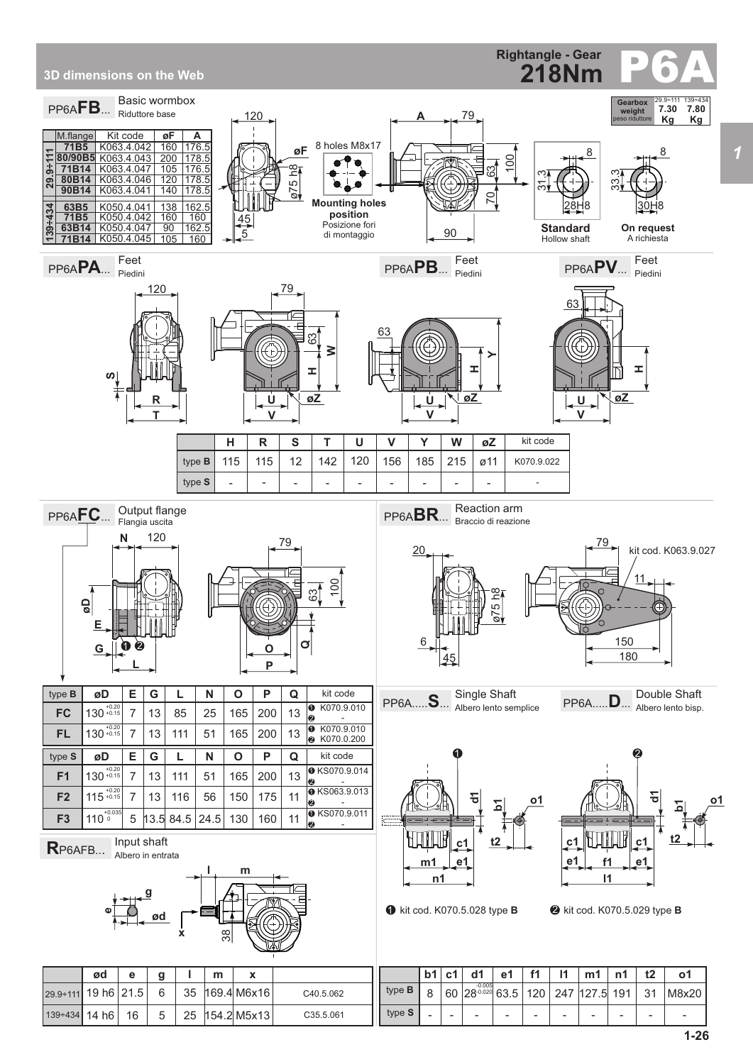3D dimensions on the Web

# Rightangle - Gear 218Nm P6A

| Gearbox weight / peso riduttore | 29.9÷111 | 139÷434 |
|---|---|---|
| | 7.30 Kg | 7.80 Kg |

## PP6AFB... Basic wormbox / Riduttore base

| | M.flange | Kit code | øF | A |
|---|---|---|---|---|
| 29.9÷111 | 71B5 | K063.4.042 | 160 | 176.5 |
| | 80/90B5 | K063.4.043 | 200 | 178.5 |
| | 71B14 | K063.4.047 | 105 | 176.5 |
| | 80B14 | K063.4.046 | 120 | 178.5 |
| | 90B14 | K063.4.041 | 140 | 178.5 |
| 139÷434 | 63B5 | K050.4.041 | 138 | 162.5 |
| | 71B5 | K050.4.042 | 160 | 160 |
| | 63B14 | K050.4.047 | 90 | 162.5 |
| | 71B14 | K050.4.045 | 105 | 160 |

120, øF, ø75 h8, 45, 5

8 holes M8x17

Mounting holes position / Posizione fori di montaggio

A, 79, 100, 63, 70, 90

8, 31.3, 28H8 — Standard / Hollow shaft

8, 33.3, 30H8 — On request / A richiesta

## PP6APA... Feet / Piedini

## PP6APB... Feet / Piedini

## PP6APV... Feet / Piedini

120, 79, 63, S, R, T, H, W, U, V, øZ, Y

| | H | R | S | T | U | V | Y | W | øZ | kit code |
|---|---|---|---|---|---|---|---|---|---|---|
| type B | 115 | 115 | 12 | 142 | 120 | 156 | 185 | 215 | ø11 | K070.9.022 |
| type S | - | - | - | - | - | - | - | - | - | - |

## PP6AFC... Output flange / Flangia uscita

N, 120, 79, 63, 100, øD, E, G, L, O, P, Q

| type B | øD | E | G | L | N | O | P | Q | kit code |
|---|---|---|---|---|---|---|---|---|---|
| FC | 130 $^{+0.20}_{+0.15}$ | 7 | 13 | 85 | 25 | 165 | 200 | 13 | ❶ K070.9.010 ❷ - |
| FL | 130 $^{+0.20}_{+0.15}$ | 7 | 13 | 111 | 51 | 165 | 200 | 13 | ❶ K070.9.010 ❷ K070.0.200 |

| type S | øD | E | G | L | N | O | P | Q | kit code |
|---|---|---|---|---|---|---|---|---|---|
| F1 | 130 $^{+0.20}_{+0.15}$ | 7 | 13 | 111 | 51 | 165 | 200 | 13 | ❶ KS070.9.014 ❷ - |
| F2 | 115 $^{+0.20}_{+0.15}$ | 7 | 13 | 116 | 56 | 150 | 175 | 11 | ❶ KS063.9.013 ❷ - |
| F3 | 110 $^{+0.035}_{0}$ | 5 | 13.5 | 84.5 | 24.5 | 130 | 160 | 11 | ❶ KS070.9.011 ❷ - |

## PP6ABR... Reaction arm / Braccio di reazione

20, 79, kit cod. K063.9.027, 11, ø75 h8, 6, 45, 150, 180

## RP6AFB... Input shaft / Albero in entrata

e, g, ød, l, m, x, 38

| | ød | e | g | l | m | x | |
|---|---|---|---|---|---|---|---|
| 29.9÷111 | 19 h6 | 21.5 | 6 | 35 | 169.4 | M6x16 | C40.5.062 |
| 139÷434 | 14 h6 | 16 | 5 | 25 | 154.2 | M5x13 | C35.5.061 |

## PP6A.....S... Single Shaft / Albero lento semplice

## PP6A.....D... Double Shaft / Albero lento bisp.

❶ kit cod. K070.5.028 type **B**

❷ kit cod. K070.5.029 type **B**

| | b1 | c1 | d1 | e1 | f1 | l1 | m1 | n1 | t2 | o1 |
|---|---|---|---|---|---|---|---|---|---|---|
| type B | 8 | 60 | 28 $^{-0.005}_{-0.020}$ | 63.5 | 120 | 247 | 127.5 | 191 | 31 | M8x20 |
| type S | - | - | - | - | - | - | - | - | - | - |